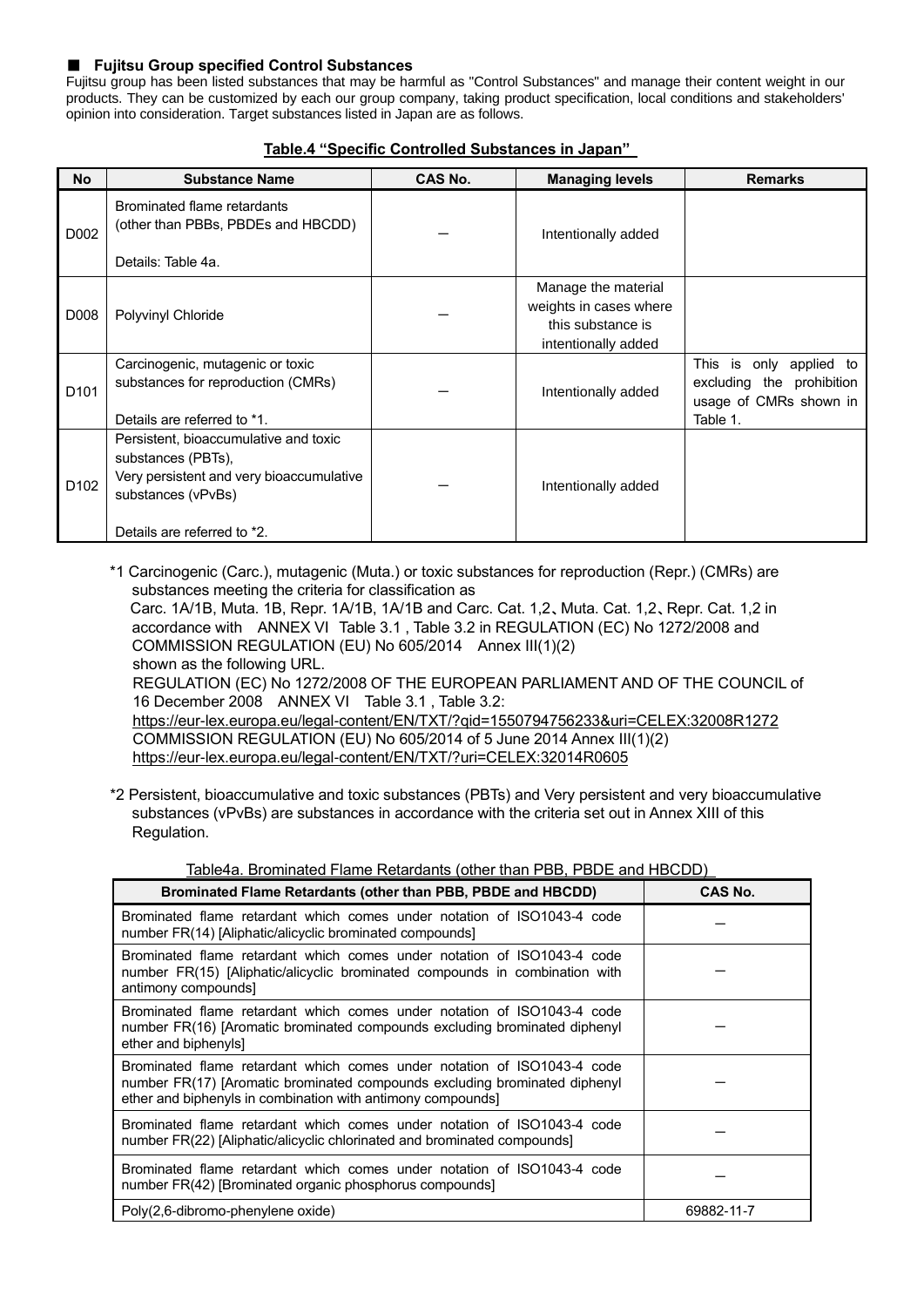## ■ Fujitsu Group specified Control Substances

Fujitsu group has been listed substances that may be harmful as "Control Substances" and manage their content weight in our products. They can be customized by each our group company, taking product specification, local conditions and stakeholders' opinion into consideration. Target substances listed in Japan are as follows.

**Table.4 "Specific Controlled Substances in Japan"**

| No | Substance Name | CAS No. | Managing levels | Remarks |
|---|---|---|---|---|
| D002 | Brominated flame retardants (other than PBBs, PBDEs and HBCDD)<br><br>Details: Table 4a. | — | Intentionally added | |
| D008 | Polyvinyl Chloride | — | Manage the material weights in cases where this substance is intentionally added | |
| D101 | Carcinogenic, mutagenic or toxic substances for reproduction (CMRs)<br><br>Details are referred to *1. | — | Intentionally added | This is only applied to excluding the prohibition usage of CMRs shown in Table 1. |
| D102 | Persistent, bioaccumulative and toxic substances (PBTs),<br>Very persistent and very bioaccumulative substances (vPvBs)<br><br>Details are referred to *2. | — | Intentionally added | |

*1 Carcinogenic (Carc.), mutagenic (Muta.) or toxic substances for reproduction (Repr.) (CMRs) are substances meeting the criteria for classification as
Carc. 1A/1B, Muta. 1B, Repr. 1A/1B, 1A/1B and Carc. Cat. 1,2、Muta. Cat. 1,2、Repr. Cat. 1,2 in accordance with ANNEX VI Table 3.1 , Table 3.2 in REGULATION (EC) No 1272/2008 and COMMISSION REGULATION (EU) No 605/2014 Annex III(1)(2)
shown as the following URL.
REGULATION (EC) No 1272/2008 OF THE EUROPEAN PARLIAMENT AND OF THE COUNCIL of 16 December 2008 ANNEX VI Table 3.1 , Table 3.2:
https://eur-lex.europa.eu/legal-content/EN/TXT/?qid=1550794756233&uri=CELEX:32008R1272
COMMISSION REGULATION (EU) No 605/2014 of 5 June 2014 Annex III(1)(2)
https://eur-lex.europa.eu/legal-content/EN/TXT/?uri=CELEX:32014R0605

*2 Persistent, bioaccumulative and toxic substances (PBTs) and Very persistent and very bioaccumulative substances (vPvBs) are substances in accordance with the criteria set out in Annex XIII of this Regulation.

Table4a. Brominated Flame Retardants (other than PBB, PBDE and HBCDD)

| Brominated Flame Retardants (other than PBB, PBDE and HBCDD) | CAS No. |
|---|---|
| Brominated flame retardant which comes under notation of ISO1043-4 code number FR(14) [Aliphatic/alicyclic brominated compounds] | — |
| Brominated flame retardant which comes under notation of ISO1043-4 code number FR(15) [Aliphatic/alicyclic brominated compounds in combination with antimony compounds] | — |
| Brominated flame retardant which comes under notation of ISO1043-4 code number FR(16) [Aromatic brominated compounds excluding brominated diphenyl ether and biphenyls] | — |
| Brominated flame retardant which comes under notation of ISO1043-4 code number FR(17) [Aromatic brominated compounds excluding brominated diphenyl ether and biphenyls in combination with antimony compounds] | — |
| Brominated flame retardant which comes under notation of ISO1043-4 code number FR(22) [Aliphatic/alicyclic chlorinated and brominated compounds] | — |
| Brominated flame retardant which comes under notation of ISO1043-4 code number FR(42) [Brominated organic phosphorus compounds] | — |
| Poly(2,6-dibromo-phenylene oxide) | 69882-11-7 |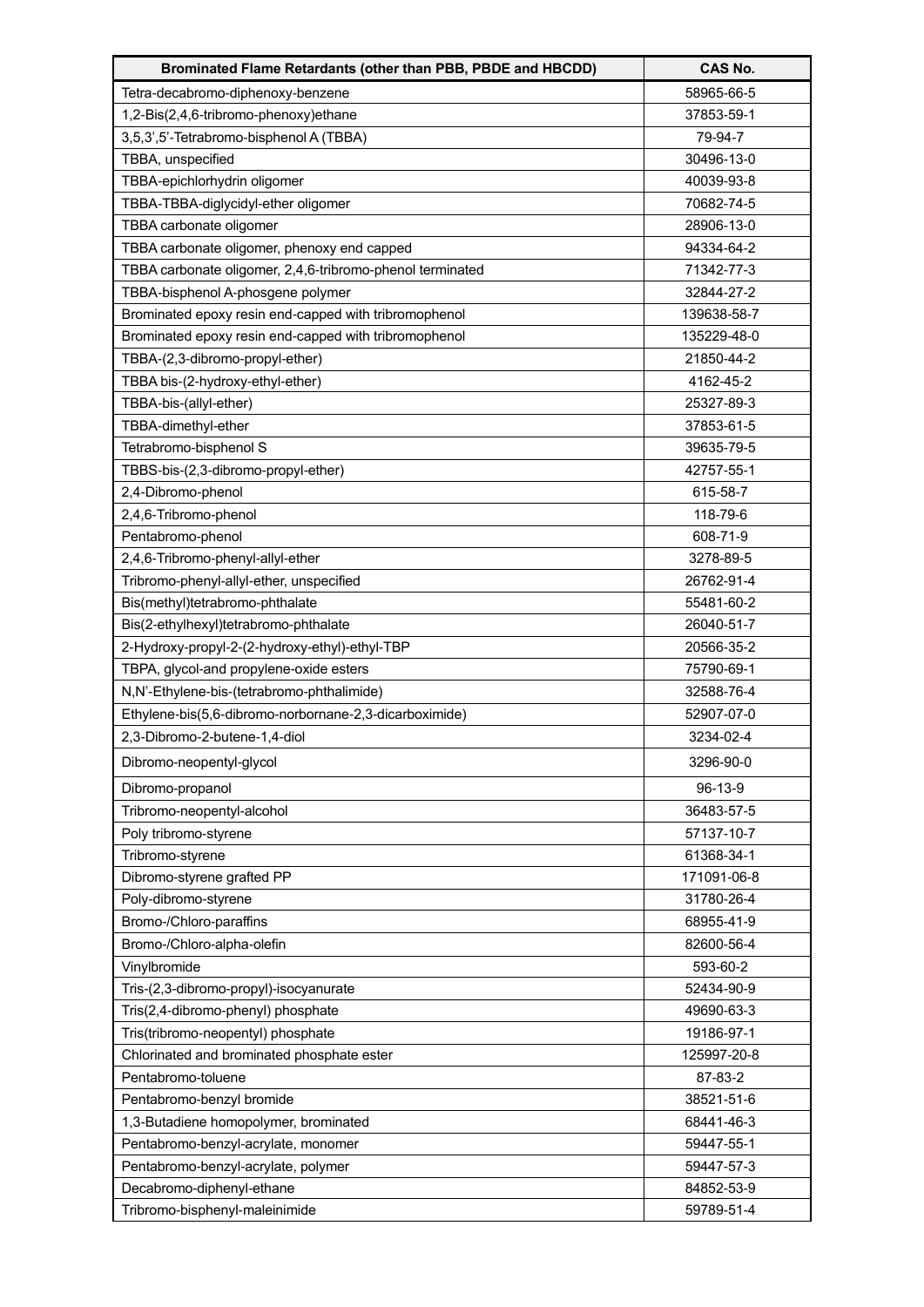| Brominated Flame Retardants (other than PBB, PBDE and HBCDD) | CAS No. |
| --- | --- |
| Tetra-decabromo-diphenoxy-benzene | 58965-66-5 |
| 1,2-Bis(2,4,6-tribromo-phenoxy)ethane | 37853-59-1 |
| 3,5,3',5'-Tetrabromo-bisphenol A (TBBA) | 79-94-7 |
| TBBA, unspecified | 30496-13-0 |
| TBBA-epichlorhydrin oligomer | 40039-93-8 |
| TBBA-TBBA-diglycidyl-ether oligomer | 70682-74-5 |
| TBBA carbonate oligomer | 28906-13-0 |
| TBBA carbonate oligomer, phenoxy end capped | 94334-64-2 |
| TBBA carbonate oligomer, 2,4,6-tribromo-phenol terminated | 71342-77-3 |
| TBBA-bisphenol A-phosgene polymer | 32844-27-2 |
| Brominated epoxy resin end-capped with tribromophenol | 139638-58-7 |
| Brominated epoxy resin end-capped with tribromophenol | 135229-48-0 |
| TBBA-(2,3-dibromo-propyl-ether) | 21850-44-2 |
| TBBA bis-(2-hydroxy-ethyl-ether) | 4162-45-2 |
| TBBA-bis-(allyl-ether) | 25327-89-3 |
| TBBA-dimethyl-ether | 37853-61-5 |
| Tetrabromo-bisphenol S | 39635-79-5 |
| TBBS-bis-(2,3-dibromo-propyl-ether) | 42757-55-1 |
| 2,4-Dibromo-phenol | 615-58-7 |
| 2,4,6-Tribromo-phenol | 118-79-6 |
| Pentabromo-phenol | 608-71-9 |
| 2,4,6-Tribromo-phenyl-allyl-ether | 3278-89-5 |
| Tribromo-phenyl-allyl-ether, unspecified | 26762-91-4 |
| Bis(methyl)tetrabromo-phthalate | 55481-60-2 |
| Bis(2-ethylhexyl)tetrabromo-phthalate | 26040-51-7 |
| 2-Hydroxy-propyl-2-(2-hydroxy-ethyl)-ethyl-TBP | 20566-35-2 |
| TBPA, glycol-and propylene-oxide esters | 75790-69-1 |
| N,N'-Ethylene-bis-(tetrabromo-phthalimide) | 32588-76-4 |
| Ethylene-bis(5,6-dibromo-norbornane-2,3-dicarboximide) | 52907-07-0 |
| 2,3-Dibromo-2-butene-1,4-diol | 3234-02-4 |
| Dibromo-neopentyl-glycol | 3296-90-0 |
| Dibromo-propanol | 96-13-9 |
| Tribromo-neopentyl-alcohol | 36483-57-5 |
| Poly tribromo-styrene | 57137-10-7 |
| Tribromo-styrene | 61368-34-1 |
| Dibromo-styrene grafted PP | 171091-06-8 |
| Poly-dibromo-styrene | 31780-26-4 |
| Bromo-/Chloro-paraffins | 68955-41-9 |
| Bromo-/Chloro-alpha-olefin | 82600-56-4 |
| Vinylbromide | 593-60-2 |
| Tris-(2,3-dibromo-propyl)-isocyanurate | 52434-90-9 |
| Tris(2,4-dibromo-phenyl) phosphate | 49690-63-3 |
| Tris(tribromo-neopentyl) phosphate | 19186-97-1 |
| Chlorinated and brominated phosphate ester | 125997-20-8 |
| Pentabromo-toluene | 87-83-2 |
| Pentabromo-benzyl bromide | 38521-51-6 |
| 1,3-Butadiene homopolymer, brominated | 68441-46-3 |
| Pentabromo-benzyl-acrylate, monomer | 59447-55-1 |
| Pentabromo-benzyl-acrylate, polymer | 59447-57-3 |
| Decabromo-diphenyl-ethane | 84852-53-9 |
| Tribromo-bisphenyl-maleinimide | 59789-51-4 |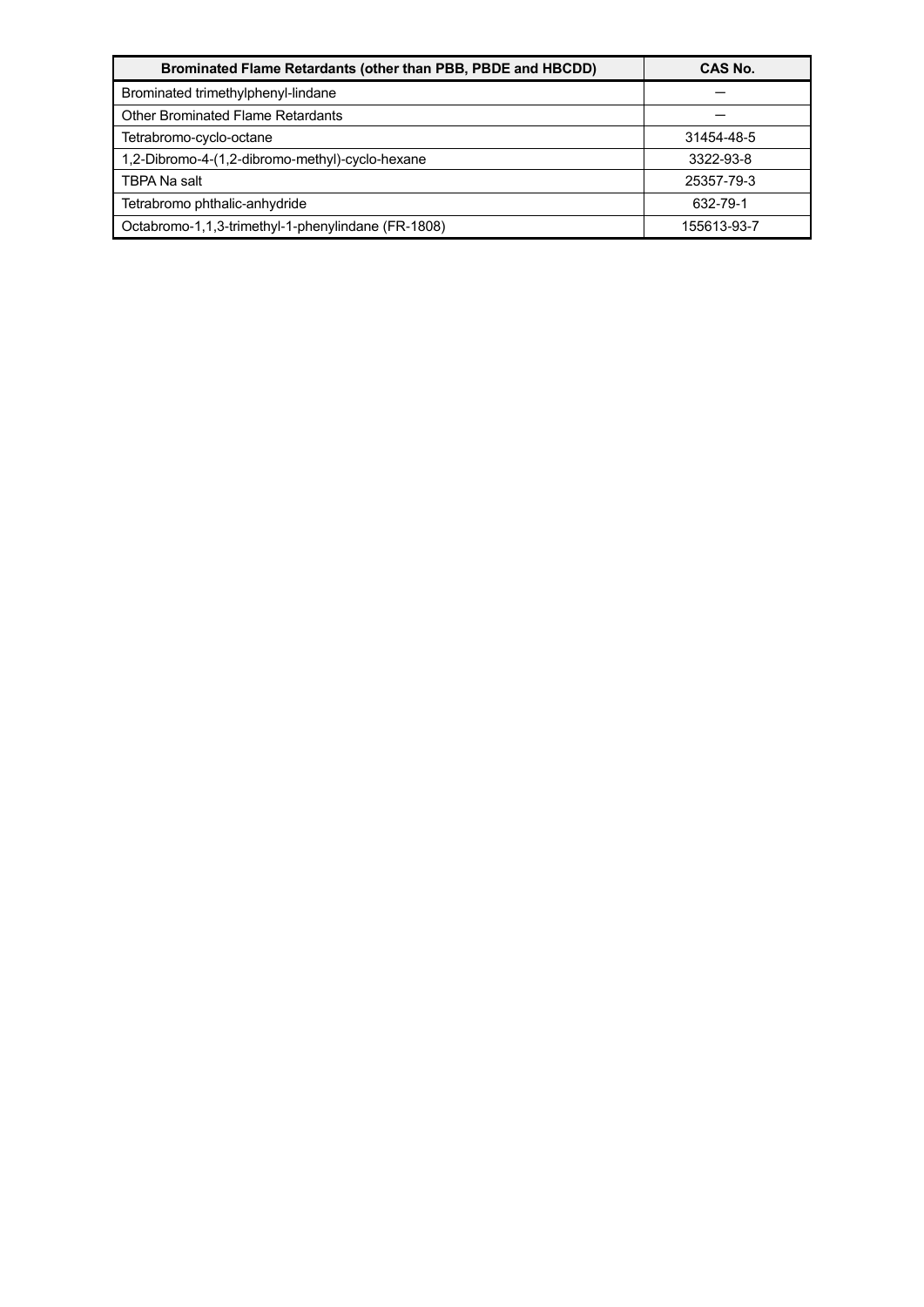| Brominated Flame Retardants (other than PBB, PBDE and HBCDD) | CAS No. |
|---|---|
| Brominated trimethylphenyl-lindane | — |
| Other Brominated Flame Retardants | — |
| Tetrabromo-cyclo-octane | 31454-48-5 |
| 1,2-Dibromo-4-(1,2-dibromo-methyl)-cyclo-hexane | 3322-93-8 |
| TBPA Na salt | 25357-79-3 |
| Tetrabromo phthalic-anhydride | 632-79-1 |
| Octabromo-1,1,3-trimethyl-1-phenylindane (FR-1808) | 155613-93-7 |